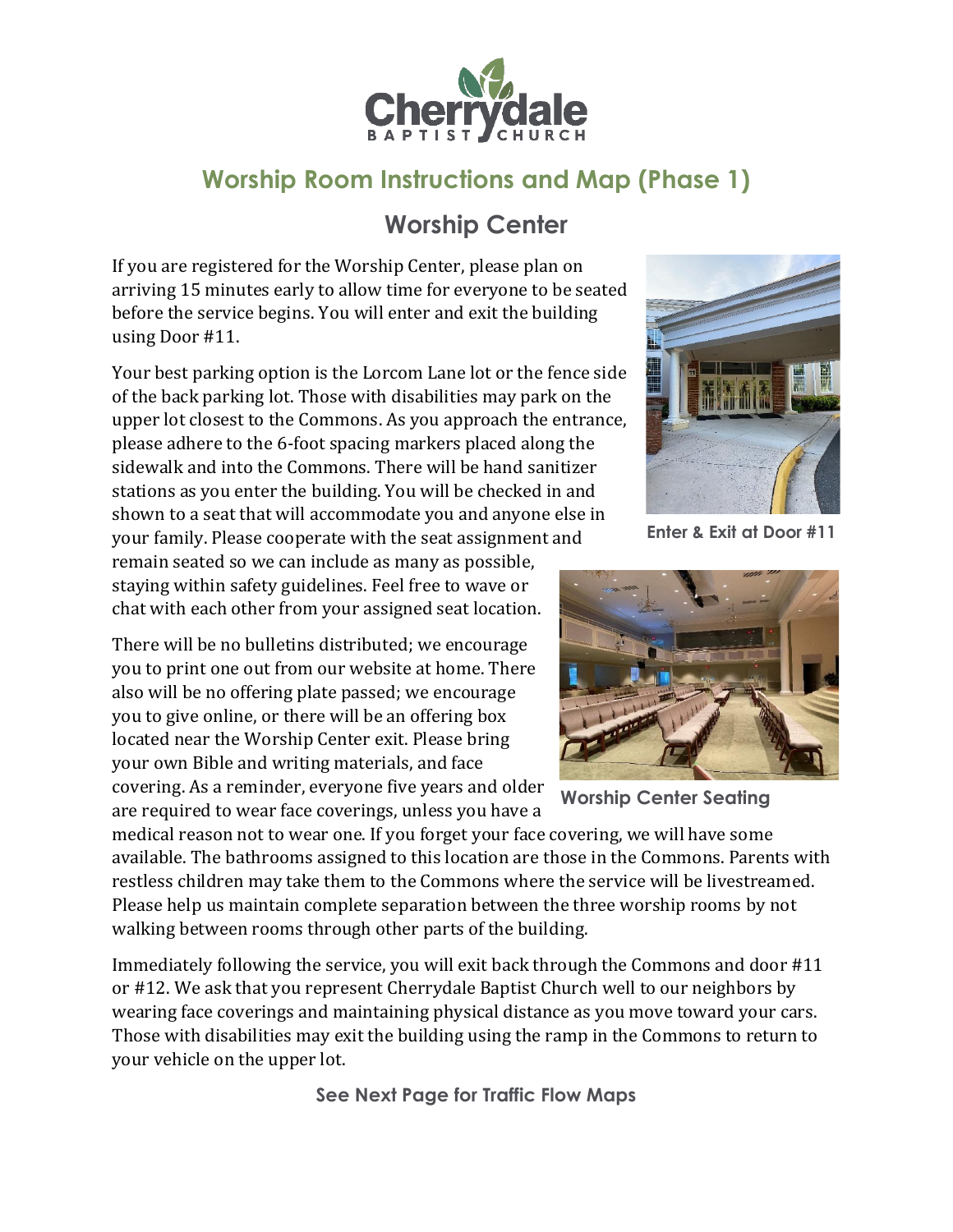Cherrydale BAPTIST CHURCH

## Worship Room Instructions and Map (Phase 1)

### Worship Center

If you are registered for the Worship Center, please plan on arriving 15 minutes early to allow time for everyone to be seated before the service begins. You will enter and exit the building using Door #11.

Your best parking option is the Lorcom Lane lot or the fence side of the back parking lot. Those with disabilities may park on the upper lot closest to the Commons. As you approach the entrance, please adhere to the 6-foot spacing markers placed along the sidewalk and into the Commons. There will be hand sanitizer stations as you enter the building. You will be checked in and shown to a seat that will accommodate you and anyone else in your family. Please cooperate with the seat assignment and remain seated so we can include as many as possible, staying within safety guidelines. Feel free to wave or chat with each other from your assigned seat location.

Enter & Exit at Door #11

There will be no bulletins distributed; we encourage you to print one out from our website at home. There also will be no offering plate passed; we encourage you to give online, or there will be an offering box located near the Worship Center exit. Please bring your own Bible and writing materials, and face covering. As a reminder, everyone five years and older are required to wear face coverings, unless you have a medical reason not to wear one. If you forget your face covering, we will have some available. The bathrooms assigned to this location are those in the Commons. Parents with restless children may take them to the Commons where the service will be livestreamed. Please help us maintain complete separation between the three worship rooms by not walking between rooms through other parts of the building.

Worship Center Seating

Immediately following the service, you will exit back through the Commons and door #11 or #12. We ask that you represent Cherrydale Baptist Church well to our neighbors by wearing face coverings and maintaining physical distance as you move toward your cars. Those with disabilities may exit the building using the ramp in the Commons to return to your vehicle on the upper lot.

**See Next Page for Traffic Flow Maps**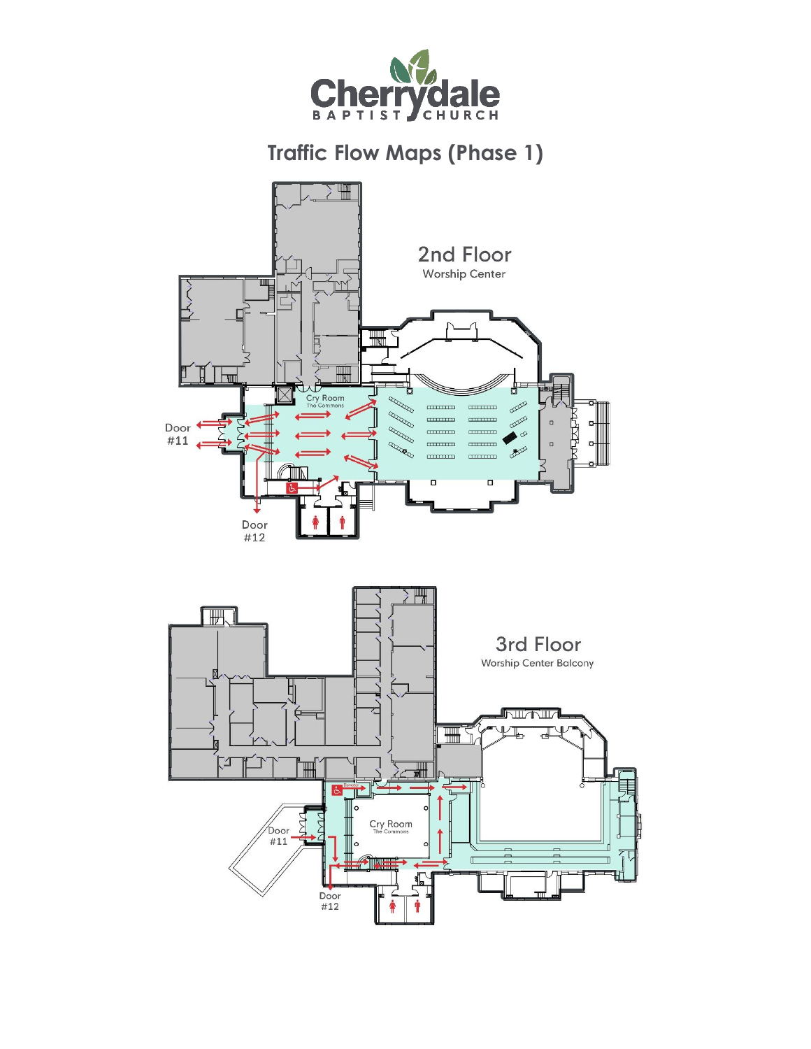Cherrydale
BAPTIST CHURCH

# Traffic Flow Maps (Phase 1)

## 2nd Floor

Worship Center

Cry Room
The Commons

Door
#11

Door
#12

## 3rd Floor

Worship Center Balcony

Elevator

Cry Room
The Commons

Door
#11

Door
#12